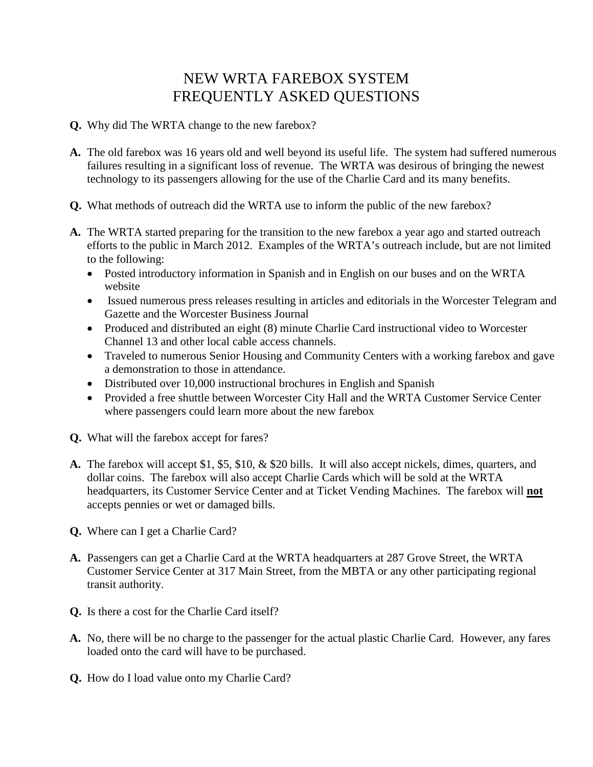# NEW WRTA FAREBOX SYSTEM
# FREQUENTLY ASKED QUESTIONS

**Q.** Why did The WRTA change to the new farebox?

**A.** The old farebox was 16 years old and well beyond its useful life. The system had suffered numerous failures resulting in a significant loss of revenue. The WRTA was desirous of bringing the newest technology to its passengers allowing for the use of the Charlie Card and its many benefits.

**Q.** What methods of outreach did the WRTA use to inform the public of the new farebox?

**A.** The WRTA started preparing for the transition to the new farebox a year ago and started outreach efforts to the public in March 2012. Examples of the WRTA's outreach include, but are not limited to the following:

- Posted introductory information in Spanish and in English on our buses and on the WRTA website
- Issued numerous press releases resulting in articles and editorials in the Worcester Telegram and Gazette and the Worcester Business Journal
- Produced and distributed an eight (8) minute Charlie Card instructional video to Worcester Channel 13 and other local cable access channels.
- Traveled to numerous Senior Housing and Community Centers with a working farebox and gave a demonstration to those in attendance.
- Distributed over 10,000 instructional brochures in English and Spanish
- Provided a free shuttle between Worcester City Hall and the WRTA Customer Service Center where passengers could learn more about the new farebox

**Q.** What will the farebox accept for fares?

**A.** The farebox will accept $1, $5, $10, & $20 bills. It will also accept nickels, dimes, quarters, and dollar coins. The farebox will also accept Charlie Cards which will be sold at the WRTA headquarters, its Customer Service Center and at Ticket Vending Machines. The farebox will **<u>not</u>** accepts pennies or wet or damaged bills.

**Q.** Where can I get a Charlie Card?

**A.** Passengers can get a Charlie Card at the WRTA headquarters at 287 Grove Street, the WRTA Customer Service Center at 317 Main Street, from the MBTA or any other participating regional transit authority.

**Q.** Is there a cost for the Charlie Card itself?

**A.** No, there will be no charge to the passenger for the actual plastic Charlie Card. However, any fares loaded onto the card will have to be purchased.

**Q.** How do I load value onto my Charlie Card?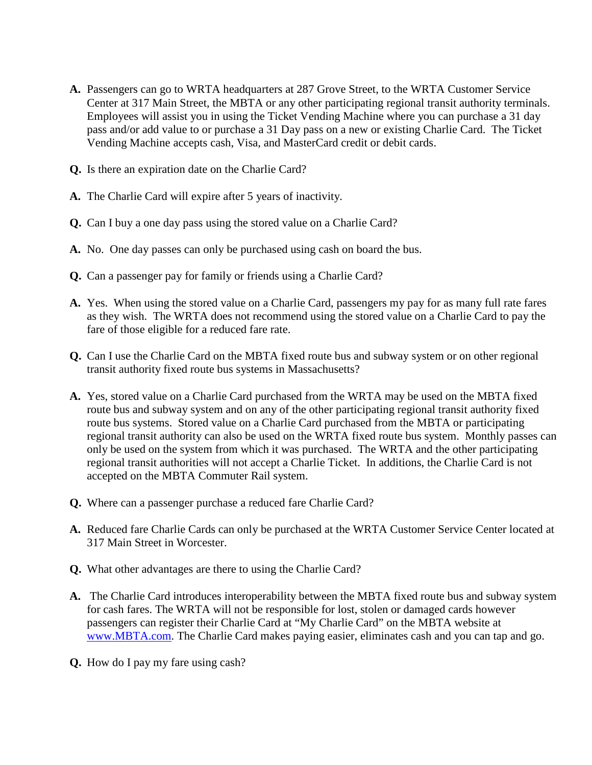**A.** Passengers can go to WRTA headquarters at 287 Grove Street, to the WRTA Customer Service Center at 317 Main Street, the MBTA or any other participating regional transit authority terminals. Employees will assist you in using the Ticket Vending Machine where you can purchase a 31 day pass and/or add value to or purchase a 31 Day pass on a new or existing Charlie Card. The Ticket Vending Machine accepts cash, Visa, and MasterCard credit or debit cards.

**Q.** Is there an expiration date on the Charlie Card?

**A.** The Charlie Card will expire after 5 years of inactivity.

**Q.** Can I buy a one day pass using the stored value on a Charlie Card?

**A.** No. One day passes can only be purchased using cash on board the bus.

**Q.** Can a passenger pay for family or friends using a Charlie Card?

**A.** Yes. When using the stored value on a Charlie Card, passengers my pay for as many full rate fares as they wish. The WRTA does not recommend using the stored value on a Charlie Card to pay the fare of those eligible for a reduced fare rate.

**Q.** Can I use the Charlie Card on the MBTA fixed route bus and subway system or on other regional transit authority fixed route bus systems in Massachusetts?

**A.** Yes, stored value on a Charlie Card purchased from the WRTA may be used on the MBTA fixed route bus and subway system and on any of the other participating regional transit authority fixed route bus systems. Stored value on a Charlie Card purchased from the MBTA or participating regional transit authority can also be used on the WRTA fixed route bus system. Monthly passes can only be used on the system from which it was purchased. The WRTA and the other participating regional transit authorities will not accept a Charlie Ticket. In additions, the Charlie Card is not accepted on the MBTA Commuter Rail system.

**Q.** Where can a passenger purchase a reduced fare Charlie Card?

**A.** Reduced fare Charlie Cards can only be purchased at the WRTA Customer Service Center located at 317 Main Street in Worcester.

**Q.** What other advantages are there to using the Charlie Card?

**A.** The Charlie Card introduces interoperability between the MBTA fixed route bus and subway system for cash fares. The WRTA will not be responsible for lost, stolen or damaged cards however passengers can register their Charlie Card at "My Charlie Card" on the MBTA website at [www.MBTA.com](http://www.MBTA.com). The Charlie Card makes paying easier, eliminates cash and you can tap and go.

**Q.** How do I pay my fare using cash?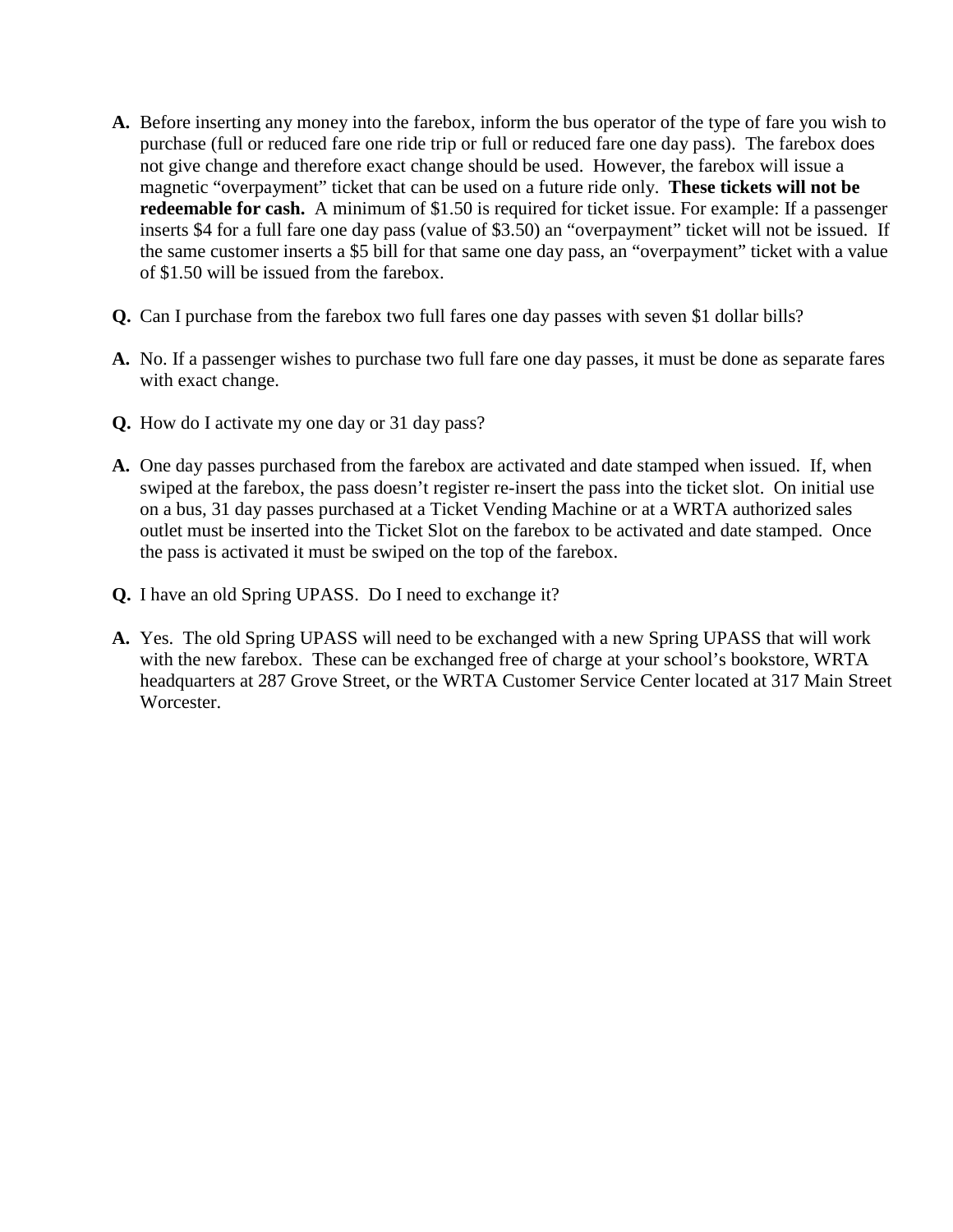**A.** Before inserting any money into the farebox, inform the bus operator of the type of fare you wish to purchase (full or reduced fare one ride trip or full or reduced fare one day pass). The farebox does not give change and therefore exact change should be used. However, the farebox will issue a magnetic "overpayment" ticket that can be used on a future ride only. **These tickets will not be redeemable for cash.** A minimum of $1.50 is required for ticket issue. For example: If a passenger inserts $4 for a full fare one day pass (value of $3.50) an "overpayment" ticket will not be issued. If the same customer inserts a $5 bill for that same one day pass, an "overpayment" ticket with a value of $1.50 will be issued from the farebox.

**Q.** Can I purchase from the farebox two full fares one day passes with seven $1 dollar bills?

**A.** No. If a passenger wishes to purchase two full fare one day passes, it must be done as separate fares with exact change.

**Q.** How do I activate my one day or 31 day pass?

**A.** One day passes purchased from the farebox are activated and date stamped when issued. If, when swiped at the farebox, the pass doesn't register re-insert the pass into the ticket slot. On initial use on a bus, 31 day passes purchased at a Ticket Vending Machine or at a WRTA authorized sales outlet must be inserted into the Ticket Slot on the farebox to be activated and date stamped. Once the pass is activated it must be swiped on the top of the farebox.

**Q.** I have an old Spring UPASS. Do I need to exchange it?

**A.** Yes. The old Spring UPASS will need to be exchanged with a new Spring UPASS that will work with the new farebox. These can be exchanged free of charge at your school's bookstore, WRTA headquarters at 287 Grove Street, or the WRTA Customer Service Center located at 317 Main Street Worcester.